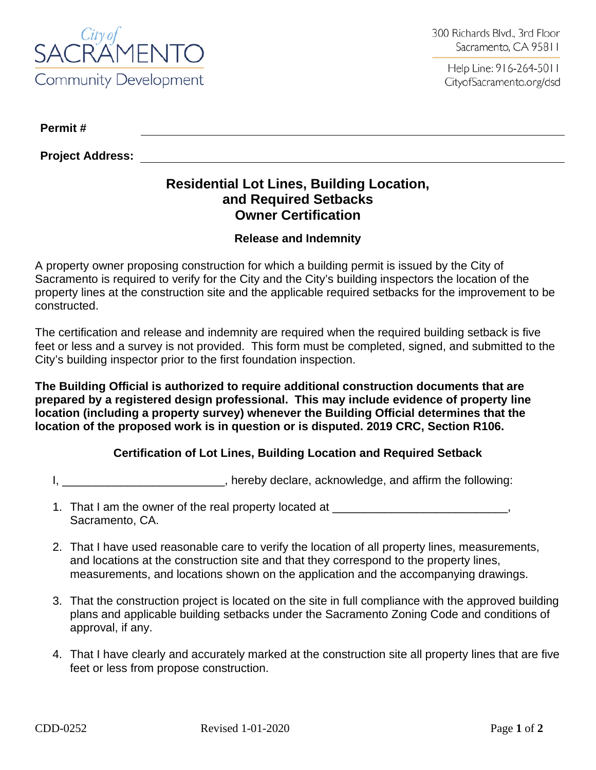City of SACRAMENTO Community Development

300 Richards Blvd., 3rd Floor
Sacramento, CA 95811

Help Line: 916-264-5011
CityofSacramento.org/dsd

**Permit #** ____________________________________________

**Project Address:** ____________________________________________

# Residential Lot Lines, Building Location, and Required Setbacks Owner Certification

### Release and Indemnity

A property owner proposing construction for which a building permit is issued by the City of Sacramento is required to verify for the City and the City's building inspectors the location of the property lines at the construction site and the applicable required setbacks for the improvement to be constructed.

The certification and release and indemnity are required when the required building setback is five feet or less and a survey is not provided. This form must be completed, signed, and submitted to the City's building inspector prior to the first foundation inspection.

**The Building Official is authorized to require additional construction documents that are prepared by a registered design professional. This may include evidence of property line location (including a property survey) whenever the Building Official determines that the location of the proposed work is in question or is disputed. 2019 CRC, Section R106.**

### Certification of Lot Lines, Building Location and Required Setback

I, _________________________, hereby declare, acknowledge, and affirm the following:

1. That I am the owner of the real property located at ___________________________, Sacramento, CA.
2. That I have used reasonable care to verify the location of all property lines, measurements, and locations at the construction site and that they correspond to the property lines, measurements, and locations shown on the application and the accompanying drawings.
3. That the construction project is located on the site in full compliance with the approved building plans and applicable building setbacks under the Sacramento Zoning Code and conditions of approval, if any.
4. That I have clearly and accurately marked at the construction site all property lines that are five feet or less from propose construction.

CDD-0252 Revised 1-01-2020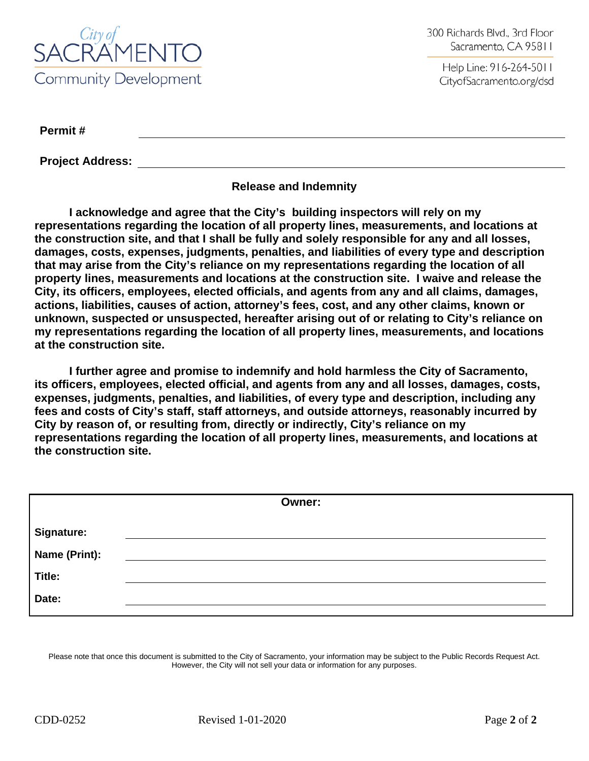City of SACRAMENTO
Community Development

300 Richards Blvd., 3rd Floor
Sacramento, CA 95811

Help Line: 916-264-5011
CityofSacramento.org/dsd

**Permit #** ______________________________

**Project Address:** ______________________________

## Release and Indemnity

**I acknowledge and agree that the City's building inspectors will rely on my representations regarding the location of all property lines, measurements, and locations at the construction site, and that I shall be fully and solely responsible for any and all losses, damages, costs, expenses, judgments, penalties, and liabilities of every type and description that may arise from the City's reliance on my representations regarding the location of all property lines, measurements and locations at the construction site. I waive and release the City, its officers, employees, elected officials, and agents from any and all claims, damages, actions, liabilities, causes of action, attorney's fees, cost, and any other claims, known or unknown, suspected or unsuspected, hereafter arising out of or relating to City's reliance on my representations regarding the location of all property lines, measurements, and locations at the construction site.**

**I further agree and promise to indemnify and hold harmless the City of Sacramento, its officers, employees, elected official, and agents from any and all losses, damages, costs, expenses, judgments, penalties, and liabilities, of every type and description, including any fees and costs of City's staff, staff attorneys, and outside attorneys, reasonably incurred by City by reason of, or resulting from, directly or indirectly, City's reliance on my representations regarding the location of all property lines, measurements, and locations at the construction site.**

| **Owner:** | |
|---|---|
| **Signature:** | |
| **Name (Print):** | |
| **Title:** | |
| **Date:** | |

Please note that once this document is submitted to the City of Sacramento, your information may be subject to the Public Records Request Act. However, the City will not sell your data or information for any purposes.

CDD-0252 Revised 1-01-2020